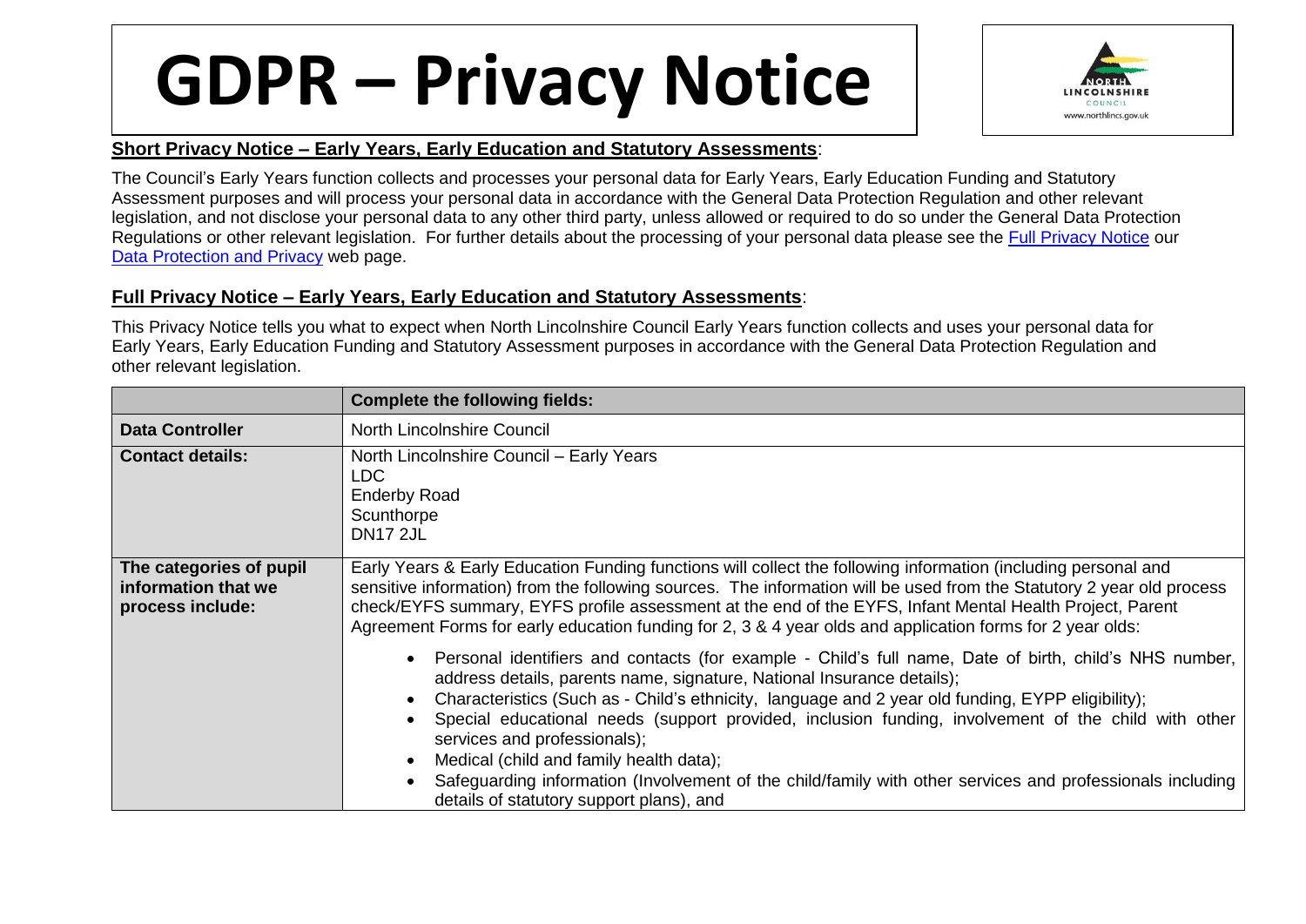# GDPR – Privacy Notice

**Short Privacy Notice – Early Years, Early Education and Statutory Assessments**:

The Council's Early Years function collects and processes your personal data for Early Years, Early Education Funding and Statutory Assessment purposes and will process your personal data in accordance with the General Data Protection Regulation and other relevant legislation, and not disclose your personal data to any other third party, unless allowed or required to do so under the General Data Protection Regulations or other relevant legislation. For further details about the processing of your personal data please see the Full Privacy Notice our Data Protection and Privacy web page.

**Full Privacy Notice – Early Years, Early Education and Statutory Assessments**:

This Privacy Notice tells you what to expect when North Lincolnshire Council Early Years function collects and uses your personal data for Early Years, Early Education Funding and Statutory Assessment purposes in accordance with the General Data Protection Regulation and other relevant legislation.

| | **Complete the following fields:** |
|---|---|
| **Data Controller** | North Lincolnshire Council |
| **Contact details:** | North Lincolnshire Council – Early Years<br>LDC<br>Enderby Road<br>Scunthorpe<br>DN17 2JL |
| **The categories of pupil information that we process include:** | Early Years & Early Education Funding functions will collect the following information (including personal and sensitive information) from the following sources. The information will be used from the Statutory 2 year old process check/EYFS summary, EYFS profile assessment at the end of the EYFS, Infant Mental Health Project, Parent Agreement Forms for early education funding for 2, 3 & 4 year olds and application forms for 2 year olds:<br>• Personal identifiers and contacts (for example - Child's full name, Date of birth, child's NHS number, address details, parents name, signature, National Insurance details);<br>• Characteristics (Such as - Child's ethnicity, language and 2 year old funding, EYPP eligibility);<br>• Special educational needs (support provided, inclusion funding, involvement of the child with other services and professionals);<br>• Medical (child and family health data);<br>• Safeguarding information (Involvement of the child/family with other services and professionals including details of statutory support plans), and |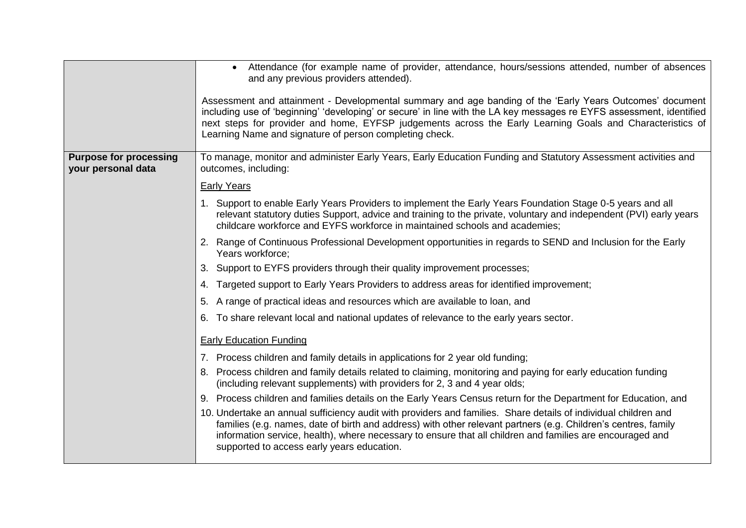| | |
|---|---|
| | • Attendance (for example name of provider, attendance, hours/sessions attended, number of absences and any previous providers attended).<br><br>Assessment and attainment - Developmental summary and age banding of the 'Early Years Outcomes' document including use of 'beginning' 'developing' or secure' in line with the LA key messages re EYFS assessment, identified next steps for provider and home, EYFSP judgements across the Early Learning Goals and Characteristics of Learning Name and signature of person completing check. |
| **Purpose for processing your personal data** | To manage, monitor and administer Early Years, Early Education Funding and Statutory Assessment activities and outcomes, including:<br><br><u>Early Years</u><br><br>1. Support to enable Early Years Providers to implement the Early Years Foundation Stage 0-5 years and all relevant statutory duties Support, advice and training to the private, voluntary and independent (PVI) early years childcare workforce and EYFS workforce in maintained schools and academies;<br>2. Range of Continuous Professional Development opportunities in regards to SEND and Inclusion for the Early Years workforce;<br>3. Support to EYFS providers through their quality improvement processes;<br>4. Targeted support to Early Years Providers to address areas for identified improvement;<br>5. A range of practical ideas and resources which are available to loan, and<br>6. To share relevant local and national updates of relevance to the early years sector.<br><br><u>Early Education Funding</u><br><br>7. Process children and family details in applications for 2 year old funding;<br>8. Process children and family details related to claiming, monitoring and paying for early education funding (including relevant supplements) with providers for 2, 3 and 4 year olds;<br>9. Process children and families details on the Early Years Census return for the Department for Education, and<br>10. Undertake an annual sufficiency audit with providers and families. Share details of individual children and families (e.g. names, date of birth and address) with other relevant partners (e.g. Children's centres, family information service, health), where necessary to ensure that all children and families are encouraged and supported to access early years education. |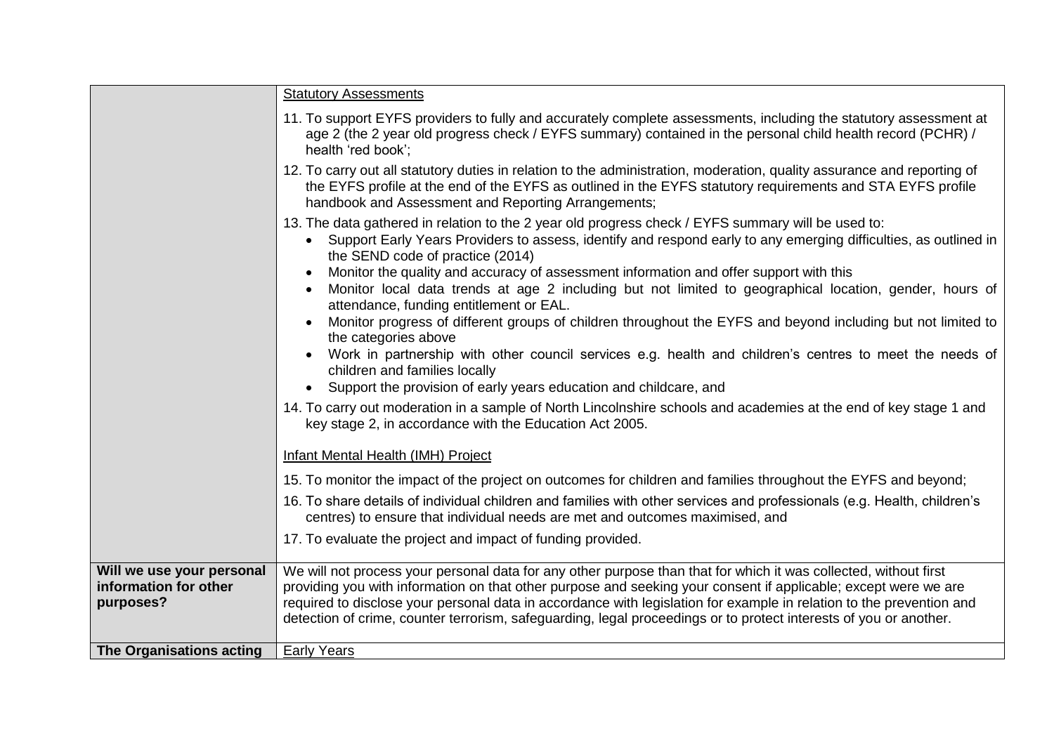| | |
|---|---|
| | Statutory Assessments<br><br>11. To support EYFS providers to fully and accurately complete assessments, including the statutory assessment at age 2 (the 2 year old progress check / EYFS summary) contained in the personal child health record (PCHR) / health 'red book';<br><br>12. To carry out all statutory duties in relation to the administration, moderation, quality assurance and reporting of the EYFS profile at the end of the EYFS as outlined in the EYFS statutory requirements and STA EYFS profile handbook and Assessment and Reporting Arrangements;<br><br>13. The data gathered in relation to the 2 year old progress check / EYFS summary will be used to:<br>• Support Early Years Providers to assess, identify and respond early to any emerging difficulties, as outlined in the SEND code of practice (2014)<br>• Monitor the quality and accuracy of assessment information and offer support with this<br>• Monitor local data trends at age 2 including but not limited to geographical location, gender, hours of attendance, funding entitlement or EAL.<br>• Monitor progress of different groups of children throughout the EYFS and beyond including but not limited to the categories above<br>• Work in partnership with other council services e.g. health and children's centres to meet the needs of children and families locally<br>• Support the provision of early years education and childcare, and<br><br>14. To carry out moderation in a sample of North Lincolnshire schools and academies at the end of key stage 1 and key stage 2, in accordance with the Education Act 2005.<br><br>Infant Mental Health (IMH) Project<br><br>15. To monitor the impact of the project on outcomes for children and families throughout the EYFS and beyond;<br><br>16. To share details of individual children and families with other services and professionals (e.g. Health, children's centres) to ensure that individual needs are met and outcomes maximised, and<br><br>17. To evaluate the project and impact of funding provided. |
| **Will we use your personal information for other purposes?** | We will not process your personal data for any other purpose than that for which it was collected, without first providing you with information on that other purpose and seeking your consent if applicable; except were we are required to disclose your personal data in accordance with legislation for example in relation to the prevention and detection of crime, counter terrorism, safeguarding, legal proceedings or to protect interests of you or another. |
| **The Organisations acting** | Early Years |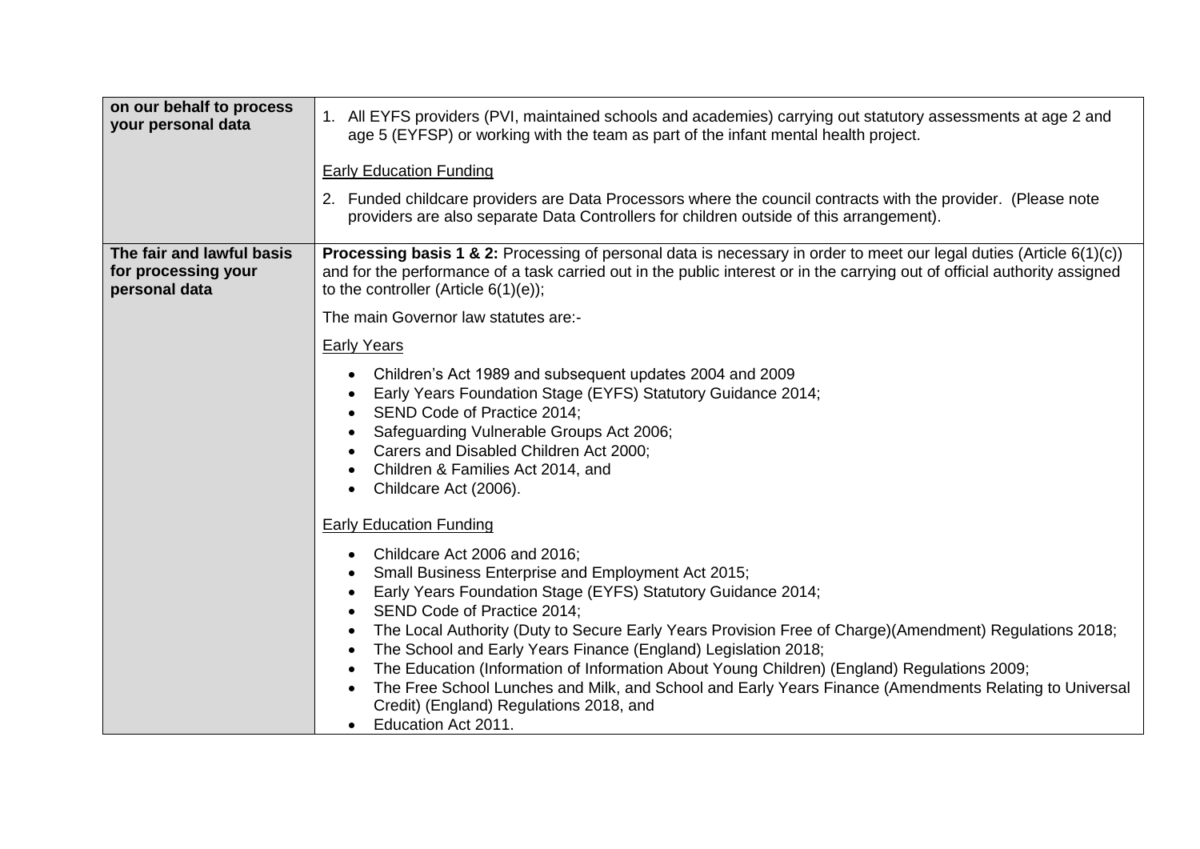| on our behalf to process your personal data | 1. All EYFS providers (PVI, maintained schools and academies) carrying out statutory assessments at age 2 and age 5 (EYFSP) or working with the team as part of the infant mental health project.<br><br>Early Education Funding<br><br>2. Funded childcare providers are Data Processors where the council contracts with the provider. (Please note providers are also separate Data Controllers for children outside of this arrangement). |
|---|---|
| **The fair and lawful basis for processing your personal data** | **Processing basis 1 & 2:** Processing of personal data is necessary in order to meet our legal duties (Article 6(1)(c)) and for the performance of a task carried out in the public interest or in the carrying out of official authority assigned to the controller (Article 6(1)(e));<br><br>The main Governor law statutes are:-<br><br>Early Years<br><br>• Children's Act 1989 and subsequent updates 2004 and 2009<br>• Early Years Foundation Stage (EYFS) Statutory Guidance 2014;<br>• SEND Code of Practice 2014;<br>• Safeguarding Vulnerable Groups Act 2006;<br>• Carers and Disabled Children Act 2000;<br>• Children & Families Act 2014, and<br>• Childcare Act (2006).<br><br>Early Education Funding<br><br>• Childcare Act 2006 and 2016;<br>• Small Business Enterprise and Employment Act 2015;<br>• Early Years Foundation Stage (EYFS) Statutory Guidance 2014;<br>• SEND Code of Practice 2014;<br>• The Local Authority (Duty to Secure Early Years Provision Free of Charge)(Amendment) Regulations 2018;<br>• The School and Early Years Finance (England) Legislation 2018;<br>• The Education (Information of Information About Young Children) (England) Regulations 2009;<br>• The Free School Lunches and Milk, and School and Early Years Finance (Amendments Relating to Universal Credit) (England) Regulations 2018, and<br>• Education Act 2011. |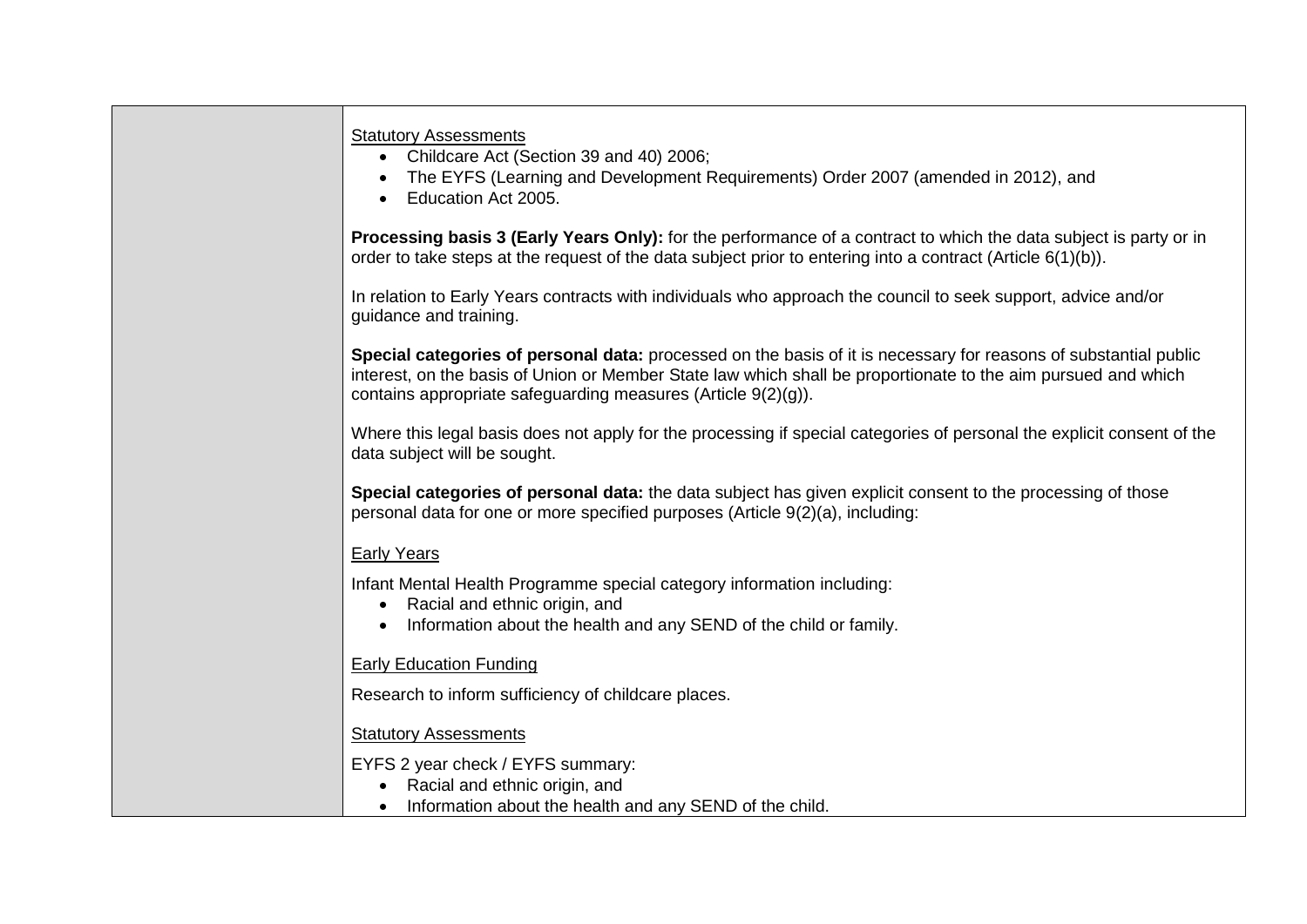| | |
|---|---|
| | <u>Statutory Assessments</u><br>• Childcare Act (Section 39 and 40) 2006;<br>• The EYFS (Learning and Development Requirements) Order 2007 (amended in 2012), and<br>• Education Act 2005.<br><br>**Processing basis 3 (Early Years Only):** for the performance of a contract to which the data subject is party or in order to take steps at the request of the data subject prior to entering into a contract (Article 6(1)(b)).<br><br>In relation to Early Years contracts with individuals who approach the council to seek support, advice and/or guidance and training.<br><br>**Special categories of personal data:** processed on the basis of it is necessary for reasons of substantial public interest, on the basis of Union or Member State law which shall be proportionate to the aim pursued and which contains appropriate safeguarding measures (Article 9(2)(g)).<br><br>Where this legal basis does not apply for the processing if special categories of personal the explicit consent of the data subject will be sought.<br><br>**Special categories of personal data:** the data subject has given explicit consent to the processing of those personal data for one or more specified purposes (Article 9(2)(a), including:<br><br><u>Early Years</u><br><br>Infant Mental Health Programme special category information including:<br>• Racial and ethnic origin, and<br>• Information about the health and any SEND of the child or family.<br><br><u>Early Education Funding</u><br><br>Research to inform sufficiency of childcare places.<br><br><u>Statutory Assessments</u><br><br>EYFS 2 year check / EYFS summary:<br>• Racial and ethnic origin, and<br>• Information about the health and any SEND of the child. |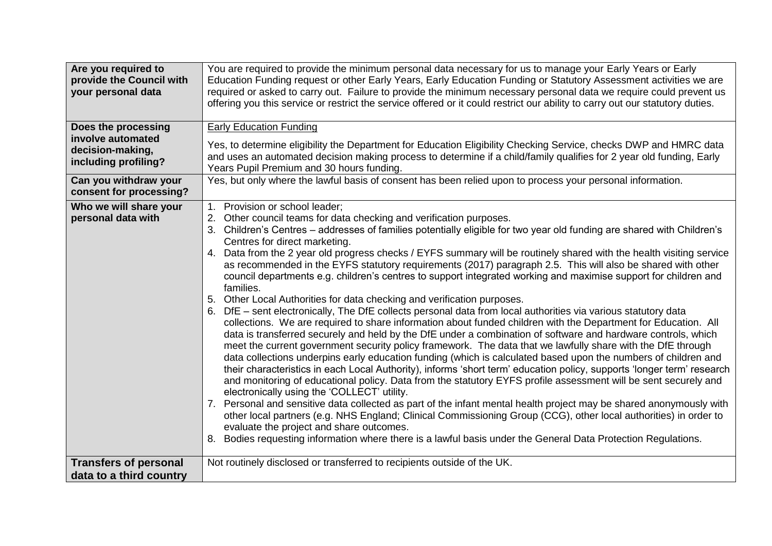| | |
|---|---|
| **Are you required to provide the Council with your personal data** | You are required to provide the minimum personal data necessary for us to manage your Early Years or Early Education Funding request or other Early Years, Early Education Funding or Statutory Assessment activities we are required or asked to carry out. Failure to provide the minimum necessary personal data we require could prevent us offering you this service or restrict the service offered or it could restrict our ability to carry out our statutory duties. |
| **Does the processing involve automated decision-making, including profiling?** | <u>Early Education Funding</u><br><br>Yes, to determine eligibility the Department for Education Eligibility Checking Service, checks DWP and HMRC data and uses an automated decision making process to determine if a child/family qualifies for 2 year old funding, Early Years Pupil Premium and 30 hours funding. |
| **Can you withdraw your consent for processing?** | Yes, but only where the lawful basis of consent has been relied upon to process your personal information. |
| **Who we will share your personal data with** | 1. Provision or school leader;<br>2. Other council teams for data checking and verification purposes.<br>3. Children's Centres – addresses of families potentially eligible for two year old funding are shared with Children's Centres for direct marketing.<br>4. Data from the 2 year old progress checks / EYFS summary will be routinely shared with the health visiting service as recommended in the EYFS statutory requirements (2017) paragraph 2.5. This will also be shared with other council departments e.g. children's centres to support integrated working and maximise support for children and families.<br>5. Other Local Authorities for data checking and verification purposes.<br>6. DfE – sent electronically, The DfE collects personal data from local authorities via various statutory data collections. We are required to share information about funded children with the Department for Education. All data is transferred securely and held by the DfE under a combination of software and hardware controls, which meet the current government security policy framework. The data that we lawfully share with the DfE through data collections underpins early education funding (which is calculated based upon the numbers of children and their characteristics in each Local Authority), informs 'short term' education policy, supports 'longer term' research and monitoring of educational policy. Data from the statutory EYFS profile assessment will be sent securely and electronically using the 'COLLECT' utility.<br>7. Personal and sensitive data collected as part of the infant mental health project may be shared anonymously with other local partners (e.g. NHS England; Clinical Commissioning Group (CCG), other local authorities) in order to evaluate the project and share outcomes.<br>8. Bodies requesting information where there is a lawful basis under the General Data Protection Regulations. |
| **Transfers of personal data to a third country** | Not routinely disclosed or transferred to recipients outside of the UK. |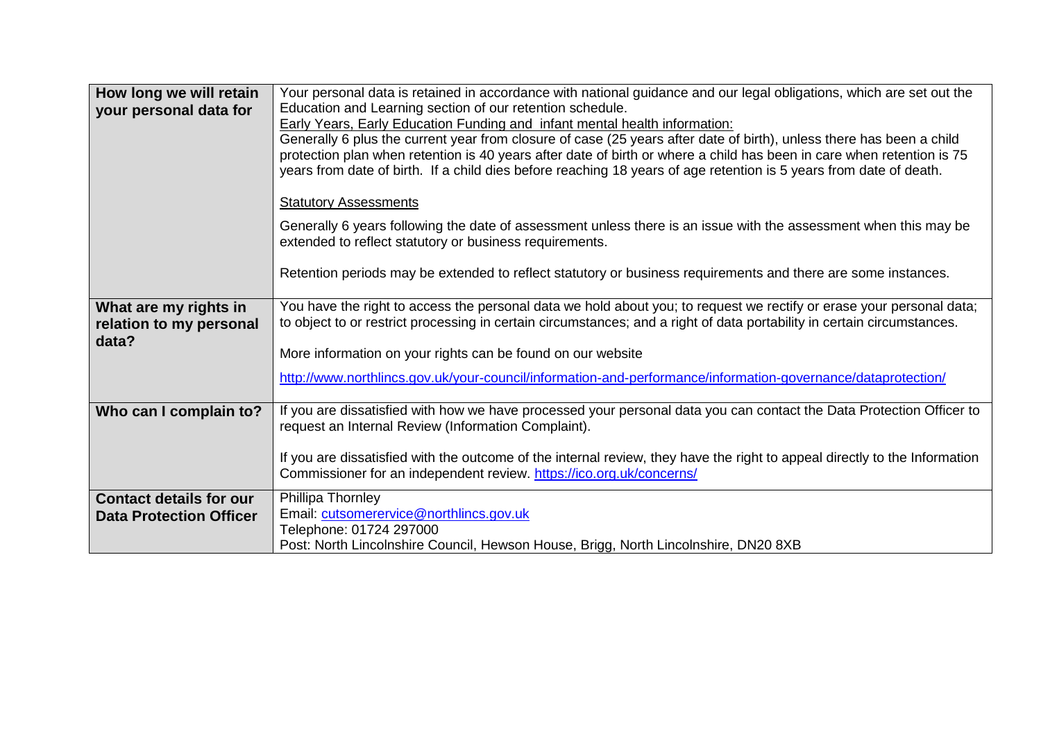| | |
|---|---|
| **How long we will retain your personal data for** | Your personal data is retained in accordance with national guidance and our legal obligations, which are set out the Education and Learning section of our retention schedule.<br>Early Years, Early Education Funding and infant mental health information:<br>Generally 6 plus the current year from closure of case (25 years after date of birth), unless there has been a child protection plan when retention is 40 years after date of birth or where a child has been in care when retention is 75 years from date of birth. If a child dies before reaching 18 years of age retention is 5 years from date of death.<br><br>Statutory Assessments<br><br>Generally 6 years following the date of assessment unless there is an issue with the assessment when this may be extended to reflect statutory or business requirements.<br><br>Retention periods may be extended to reflect statutory or business requirements and there are some instances. |
| **What are my rights in relation to my personal data?** | You have the right to access the personal data we hold about you; to request we rectify or erase your personal data; to object to or restrict processing in certain circumstances; and a right of data portability in certain circumstances.<br><br>More information on your rights can be found on our website<br><br>http://www.northlincs.gov.uk/your-council/information-and-performance/information-governance/dataprotection/ |
| **Who can I complain to?** | If you are dissatisfied with how we have processed your personal data you can contact the Data Protection Officer to request an Internal Review (Information Complaint).<br><br>If you are dissatisfied with the outcome of the internal review, they have the right to appeal directly to the Information Commissioner for an independent review. https://ico.org.uk/concerns/ |
| **Contact details for our Data Protection Officer** | Phillipa Thornley<br>Email: cutsomerervice@northlincs.gov.uk<br>Telephone: 01724 297000<br>Post: North Lincolnshire Council, Hewson House, Brigg, North Lincolnshire, DN20 8XB |